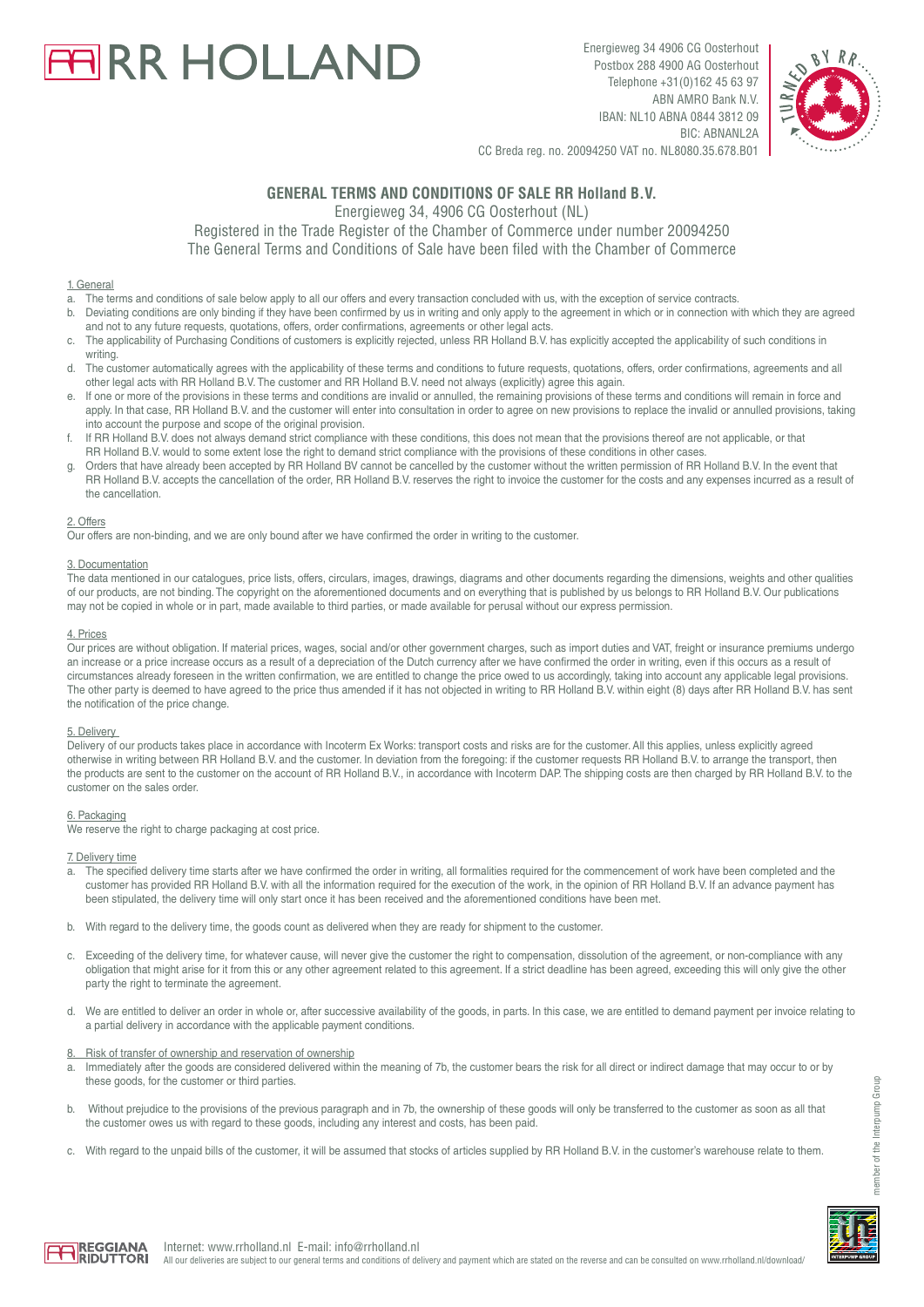# RR HOLLAND

Energieweg 34 4906 CG Oosterhout
Postbox 288 4900 AG Oosterhout
Telephone +31(0)162 45 63 97
ABN AMRO Bank N.V.
IBAN: NL10 ABNA 0844 3812 09
BIC: ABNANL2A
CC Breda reg. no. 20094250 VAT no. NL8080.35.678.B01

## GENERAL TERMS AND CONDITIONS OF SALE RR Holland B.V.

Energieweg 34, 4906 CG Oosterhout (NL)
Registered in the Trade Register of the Chamber of Commerce under number 20094250
The General Terms and Conditions of Sale have been filed with the Chamber of Commerce

### 1. General

a. The terms and conditions of sale below apply to all our offers and every transaction concluded with us, with the exception of service contracts.
b. Deviating conditions are only binding if they have been confirmed by us in writing and only apply to the agreement in which or in connection with which they are agreed and not to any future requests, quotations, offers, order confirmations, agreements or other legal acts.
c. The applicability of Purchasing Conditions of customers is explicitly rejected, unless RR Holland B.V. has explicitly accepted the applicability of such conditions in writing.
d. The customer automatically agrees with the applicability of these terms and conditions to future requests, quotations, offers, order confirmations, agreements and all other legal acts with RR Holland B.V. The customer and RR Holland B.V. need not always (explicitly) agree this again.
e. If one or more of the provisions in these terms and conditions are invalid or annulled, the remaining provisions of these terms and conditions will remain in force and apply. In that case, RR Holland B.V. and the customer will enter into consultation in order to agree on new provisions to replace the invalid or annulled provisions, taking into account the purpose and scope of the original provision.
f. If RR Holland B.V. does not always demand strict compliance with these conditions, this does not mean that the provisions thereof are not applicable, or that RR Holland B.V. would to some extent lose the right to demand strict compliance with the provisions of these conditions in other cases.
g. Orders that have already been accepted by RR Holland BV cannot be cancelled by the customer without the written permission of RR Holland B.V. In the event that RR Holland B.V. accepts the cancellation of the order, RR Holland B.V. reserves the right to invoice the customer for the costs and any expenses incurred as a result of the cancellation.

### 2. Offers

Our offers are non-binding, and we are only bound after we have confirmed the order in writing to the customer.

### 3. Documentation

The data mentioned in our catalogues, price lists, offers, circulars, images, drawings, diagrams and other documents regarding the dimensions, weights and other qualities of our products, are not binding. The copyright on the aforementioned documents and on everything that is published by us belongs to RR Holland B.V. Our publications may not be copied in whole or in part, made available to third parties, or made available for perusal without our express permission.

### 4. Prices

Our prices are without obligation. If material prices, wages, social and/or other government charges, such as import duties and VAT, freight or insurance premiums undergo an increase or a price increase occurs as a result of a depreciation of the Dutch currency after we have confirmed the order in writing, even if this occurs as a result of circumstances already foreseen in the written confirmation, we are entitled to change the price owed to us accordingly, taking into account any applicable legal provisions. The other party is deemed to have agreed to the price thus amended if it has not objected in writing to RR Holland B.V. within eight (8) days after RR Holland B.V. has sent the notification of the price change.

### 5. Delivery

Delivery of our products takes place in accordance with Incoterm Ex Works: transport costs and risks are for the customer. All this applies, unless explicitly agreed otherwise in writing between RR Holland B.V. and the customer. In deviation from the foregoing: if the customer requests RR Holland B.V. to arrange the transport, then the products are sent to the customer on the account of RR Holland B.V., in accordance with Incoterm DAP. The shipping costs are then charged by RR Holland B.V. to the customer on the sales order.

### 6. Packaging

We reserve the right to charge packaging at cost price.

### 7. Delivery time

a. The specified delivery time starts after we have confirmed the order in writing, all formalities required for the commencement of work have been completed and the customer has provided RR Holland B.V. with all the information required for the execution of the work, in the opinion of RR Holland B.V. If an advance payment has been stipulated, the delivery time will only start once it has been received and the aforementioned conditions have been met.

b. With regard to the delivery time, the goods count as delivered when they are ready for shipment to the customer.

c. Exceeding of the delivery time, for whatever cause, will never give the customer the right to compensation, dissolution of the agreement, or non-compliance with any obligation that might arise for it from this or any other agreement related to this agreement. If a strict deadline has been agreed, exceeding this will only give the other party the right to terminate the agreement.

d. We are entitled to deliver an order in whole or, after successive availability of the goods, in parts. In this case, we are entitled to demand payment per invoice relating to a partial delivery in accordance with the applicable payment conditions.

### 8. Risk of transfer of ownership and reservation of ownership

a. Immediately after the goods are considered delivered within the meaning of 7b, the customer bears the risk for all direct or indirect damage that may occur to or by these goods, for the customer or third parties.

b. Without prejudice to the provisions of the previous paragraph and in 7b, the ownership of these goods will only be transferred to the customer as soon as all that the customer owes us with regard to these goods, including any interest and costs, has been paid.

c. With regard to the unpaid bills of the customer, it will be assumed that stocks of articles supplied by RR Holland B.V. in the customer's warehouse relate to them.

member of the Interpump Group

REGGIANA RIDUTTORI

Internet: www.rrholland.nl E-mail: info@rrholland.nl
All our deliveries are subject to our general terms and conditions of delivery and payment which are stated on the reverse and can be consulted on www.rrholland.nl/download/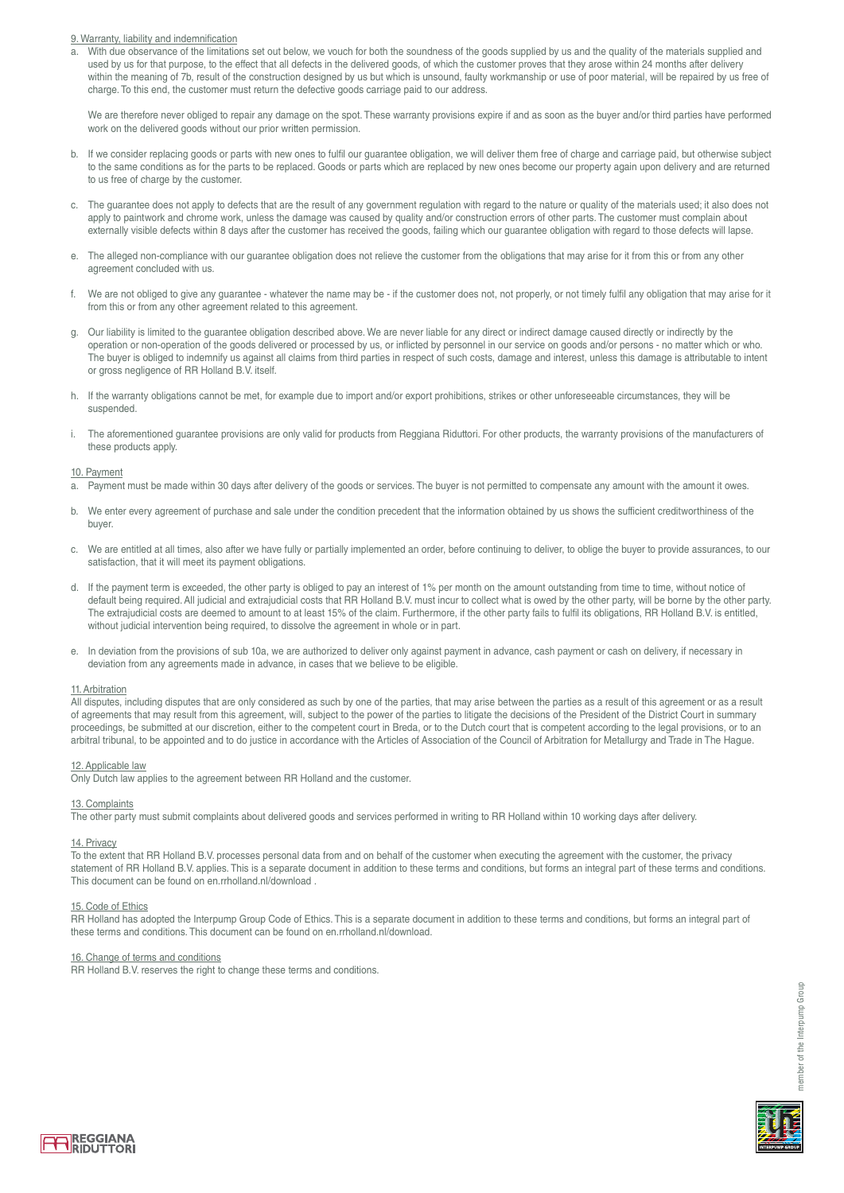9. Warranty, liability and indemnification

a. With due observance of the limitations set out below, we vouch for both the soundness of the goods supplied by us and the quality of the materials supplied and used by us for that purpose, to the effect that all defects in the delivered goods, of which the customer proves that they arose within 24 months after delivery within the meaning of 7b, result of the construction designed by us but which is unsound, faulty workmanship or use of poor material, will be repaired by us free of charge. To this end, the customer must return the defective goods carriage paid to our address.

   We are therefore never obliged to repair any damage on the spot. These warranty provisions expire if and as soon as the buyer and/or third parties have performed work on the delivered goods without our prior written permission.

b. If we consider replacing goods or parts with new ones to fulfil our guarantee obligation, we will deliver them free of charge and carriage paid, but otherwise subject to the same conditions as for the parts to be replaced. Goods or parts which are replaced by new ones become our property again upon delivery and are returned to us free of charge by the customer.

c. The guarantee does not apply to defects that are the result of any government regulation with regard to the nature or quality of the materials used; it also does not apply to paintwork and chrome work, unless the damage was caused by quality and/or construction errors of other parts. The customer must complain about externally visible defects within 8 days after the customer has received the goods, failing which our guarantee obligation with regard to those defects will lapse.

e. The alleged non-compliance with our guarantee obligation does not relieve the customer from the obligations that may arise for it from this or from any other agreement concluded with us.

f. We are not obliged to give any guarantee - whatever the name may be - if the customer does not, not properly, or not timely fulfil any obligation that may arise for it from this or from any other agreement related to this agreement.

g. Our liability is limited to the guarantee obligation described above. We are never liable for any direct or indirect damage caused directly or indirectly by the operation or non-operation of the goods delivered or processed by us, or inflicted by personnel in our service on goods and/or persons - no matter which or who. The buyer is obliged to indemnify us against all claims from third parties in respect of such costs, damage and interest, unless this damage is attributable to intent or gross negligence of RR Holland B.V. itself.

h. If the warranty obligations cannot be met, for example due to import and/or export prohibitions, strikes or other unforeseeable circumstances, they will be suspended.

i. The aforementioned guarantee provisions are only valid for products from Reggiana Riduttori. For other products, the warranty provisions of the manufacturers of these products apply.

10. Payment

a. Payment must be made within 30 days after delivery of the goods or services. The buyer is not permitted to compensate any amount with the amount it owes.

b. We enter every agreement of purchase and sale under the condition precedent that the information obtained by us shows the sufficient creditworthiness of the buyer.

c. We are entitled at all times, also after we have fully or partially implemented an order, before continuing to deliver, to oblige the buyer to provide assurances, to our satisfaction, that it will meet its payment obligations.

d. If the payment term is exceeded, the other party is obliged to pay an interest of 1% per month on the amount outstanding from time to time, without notice of default being required. All judicial and extrajudicial costs that RR Holland B.V. must incur to collect what is owed by the other party, will be borne by the other party. The extrajudicial costs are deemed to amount to at least 15% of the claim. Furthermore, if the other party fails to fulfil its obligations, RR Holland B.V. is entitled, without judicial intervention being required, to dissolve the agreement in whole or in part.

e. In deviation from the provisions of sub 10a, we are authorized to deliver only against payment in advance, cash payment or cash on delivery, if necessary in deviation from any agreements made in advance, in cases that we believe to be eligible.

11. Arbitration

All disputes, including disputes that are only considered as such by one of the parties, that may arise between the parties as a result of this agreement or as a result of agreements that may result from this agreement, will, subject to the power of the parties to litigate the decisions of the President of the District Court in summary proceedings, be submitted at our discretion, either to the competent court in Breda, or to the Dutch court that is competent according to the legal provisions, or to an arbitral tribunal, to be appointed and to do justice in accordance with the Articles of Association of the Council of Arbitration for Metallurgy and Trade in The Hague.

12. Applicable law

Only Dutch law applies to the agreement between RR Holland and the customer.

13. Complaints

The other party must submit complaints about delivered goods and services performed in writing to RR Holland within 10 working days after delivery.

14. Privacy

To the extent that RR Holland B.V. processes personal data from and on behalf of the customer when executing the agreement with the customer, the privacy statement of RR Holland B.V. applies. This is a separate document in addition to these terms and conditions, but forms an integral part of these terms and conditions. This document can be found on en.rrholland.nl/download .

15. Code of Ethics

RR Holland has adopted the Interpump Group Code of Ethics. This is a separate document in addition to these terms and conditions, but forms an integral part of these terms and conditions. This document can be found on en.rrholland.nl/download.

16. Change of terms and conditions

RR Holland B.V. reserves the right to change these terms and conditions.

member of the Interpump Group

REGGIANA RIDUTTORI